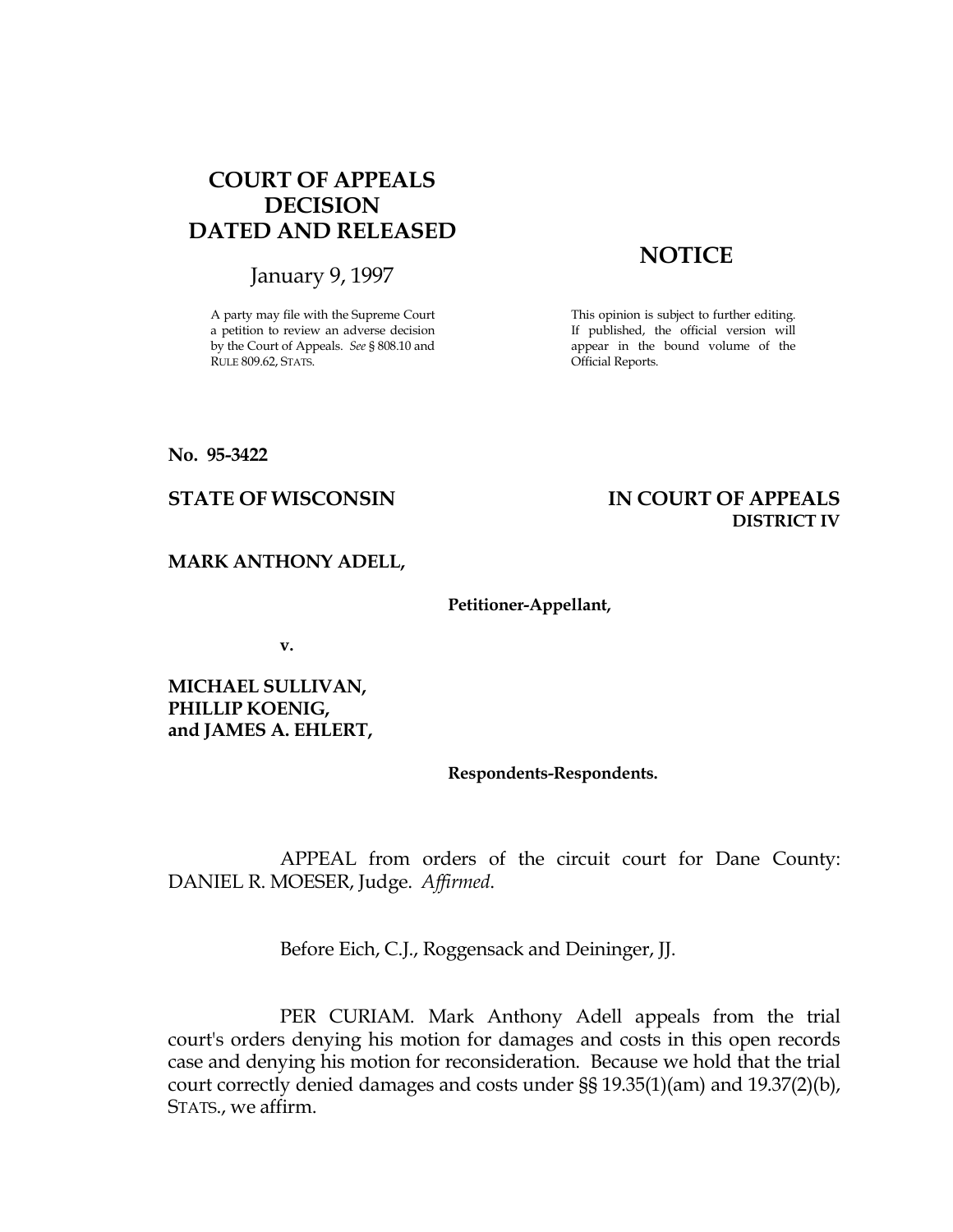# COURT OF APPEALS DECISION DATED AND RELEASED

January 9, 1997

A party may file with the Supreme Court a petition to review an adverse decision by the Court of Appeals. *See* § 808.10 and RULE 809.62, STATS.

## NOTICE

This opinion is subject to further editing. If published, the official version will appear in the bound volume of the Official Reports.

**No. 95-3422**

**STATE OF WISCONSIN** **IN COURT OF APPEALS**
**DISTRICT IV**

**MARK ANTHONY ADELL,**

**Petitioner-Appellant,**

**v.**

**MICHAEL SULLIVAN,**
**PHILLIP KOENIG,**
**and JAMES A. EHLERT,**

**Respondents-Respondents.**

APPEAL from orders of the circuit court for Dane County: DANIEL R. MOESER, Judge. *Affirmed*.

Before Eich, C.J., Roggensack and Deininger, JJ.

PER CURIAM. Mark Anthony Adell appeals from the trial court's orders denying his motion for damages and costs in this open records case and denying his motion for reconsideration. Because we hold that the trial court correctly denied damages and costs under §§ 19.35(1)(am) and 19.37(2)(b), STATS., we affirm.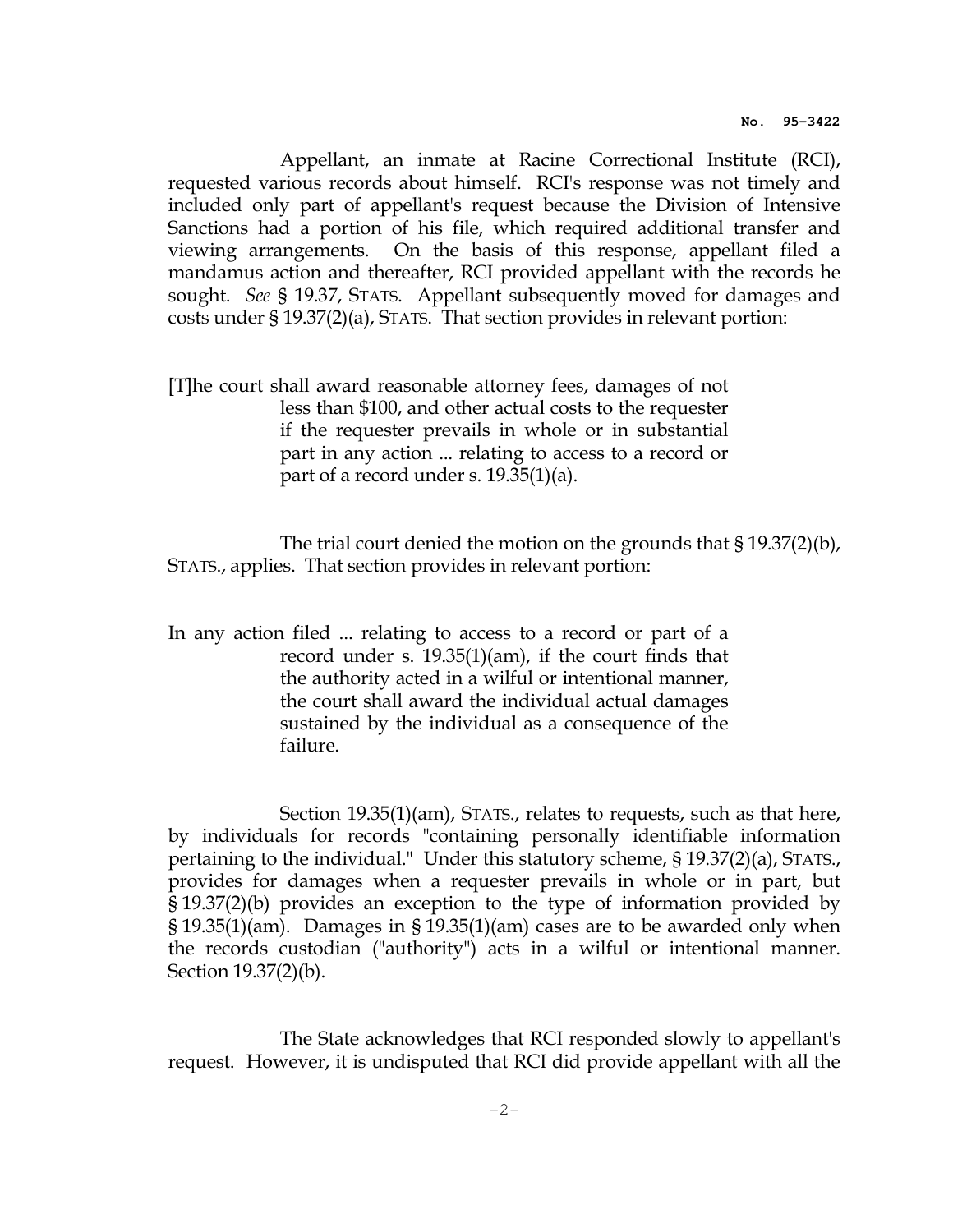Appellant, an inmate at Racine Correctional Institute (RCI), requested various records about himself. RCI's response was not timely and included only part of appellant's request because the Division of Intensive Sanctions had a portion of his file, which required additional transfer and viewing arrangements. On the basis of this response, appellant filed a mandamus action and thereafter, RCI provided appellant with the records he sought. *See* § 19.37, STATS. Appellant subsequently moved for damages and costs under § 19.37(2)(a), STATS. That section provides in relevant portion:

> [T]he court shall award reasonable attorney fees, damages of not less than $100, and other actual costs to the requester if the requester prevails in whole or in substantial part in any action ... relating to access to a record or part of a record under s. 19.35(1)(a).

The trial court denied the motion on the grounds that § 19.37(2)(b), STATS., applies. That section provides in relevant portion:

> In any action filed ... relating to access to a record or part of a record under s. 19.35(1)(am), if the court finds that the authority acted in a wilful or intentional manner, the court shall award the individual actual damages sustained by the individual as a consequence of the failure.

Section 19.35(1)(am), STATS., relates to requests, such as that here, by individuals for records "containing personally identifiable information pertaining to the individual." Under this statutory scheme, § 19.37(2)(a), STATS., provides for damages when a requester prevails in whole or in part, but § 19.37(2)(b) provides an exception to the type of information provided by § 19.35(1)(am). Damages in § 19.35(1)(am) cases are to be awarded only when the records custodian ("authority") acts in a wilful or intentional manner. Section 19.37(2)(b).

The State acknowledges that RCI responded slowly to appellant's request. However, it is undisputed that RCI did provide appellant with all the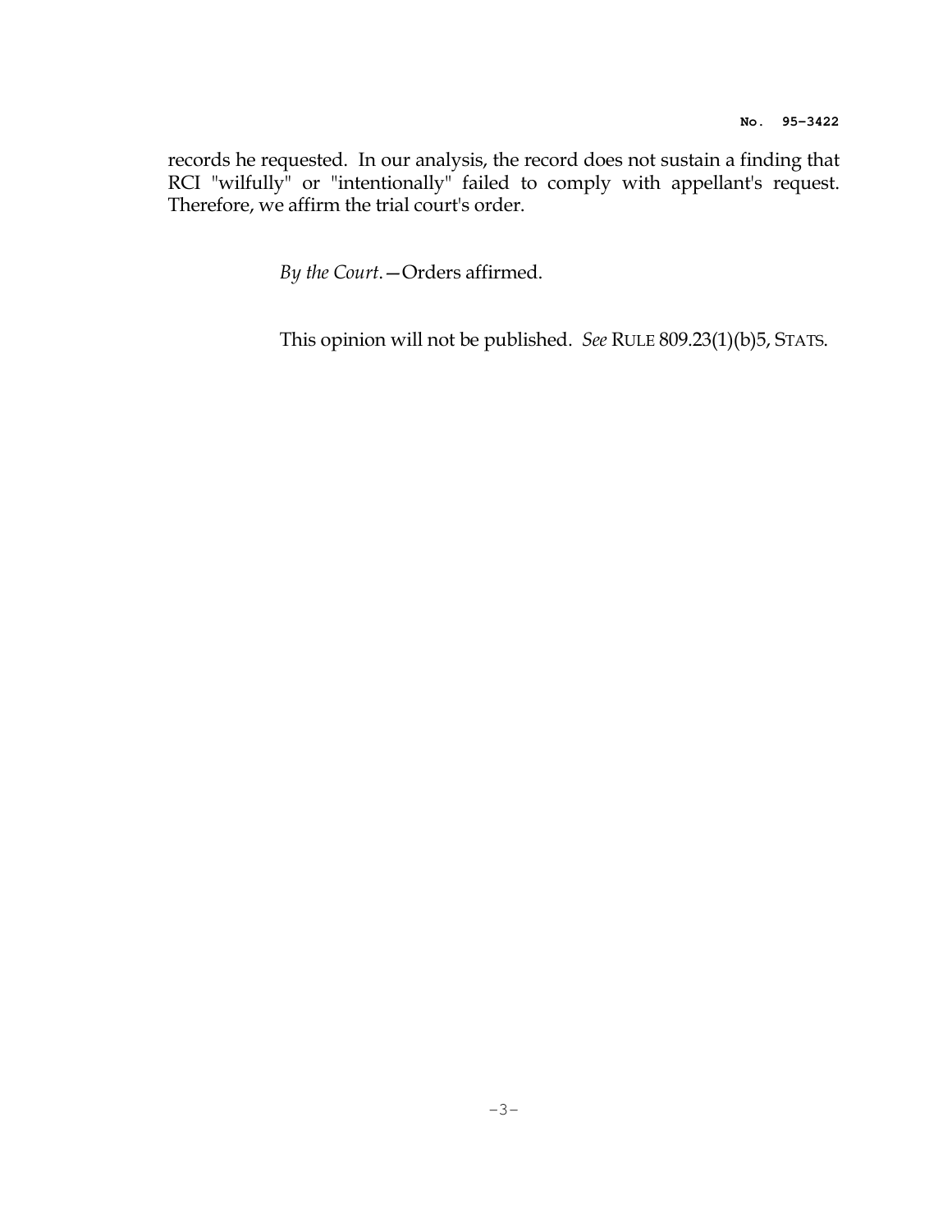records he requested. In our analysis, the record does not sustain a finding that RCI "wilfully" or "intentionally" failed to comply with appellant's request. Therefore, we affirm the trial court's order.

*By the Court*.—Orders affirmed.

This opinion will not be published. *See* RULE 809.23(1)(b)5, STATS.